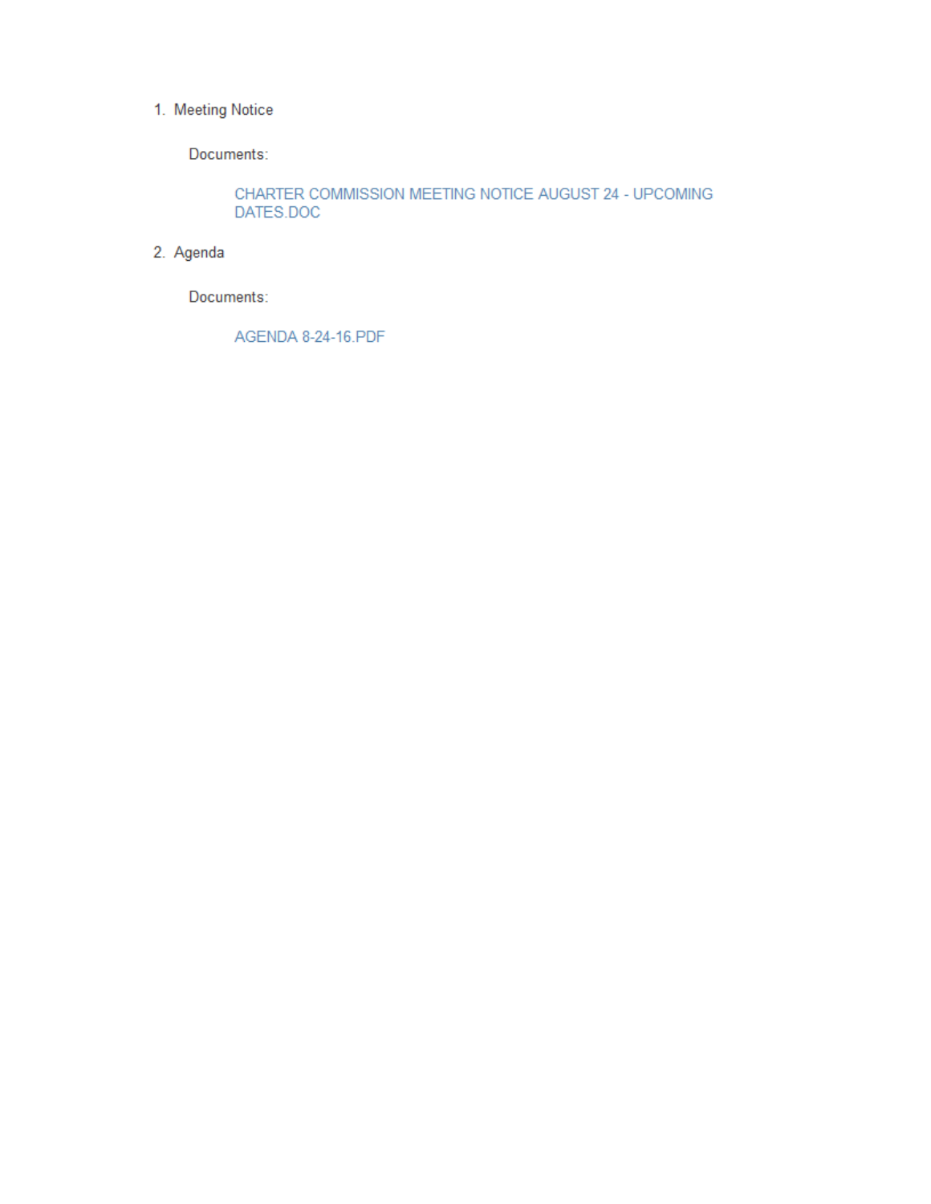1. Meeting Notice

   Documents:

   CHARTER COMMISSION MEETING NOTICE AUGUST 24 - UPCOMING DATES.DOC

2. Agenda

   Documents:

   AGENDA 8-24-16.PDF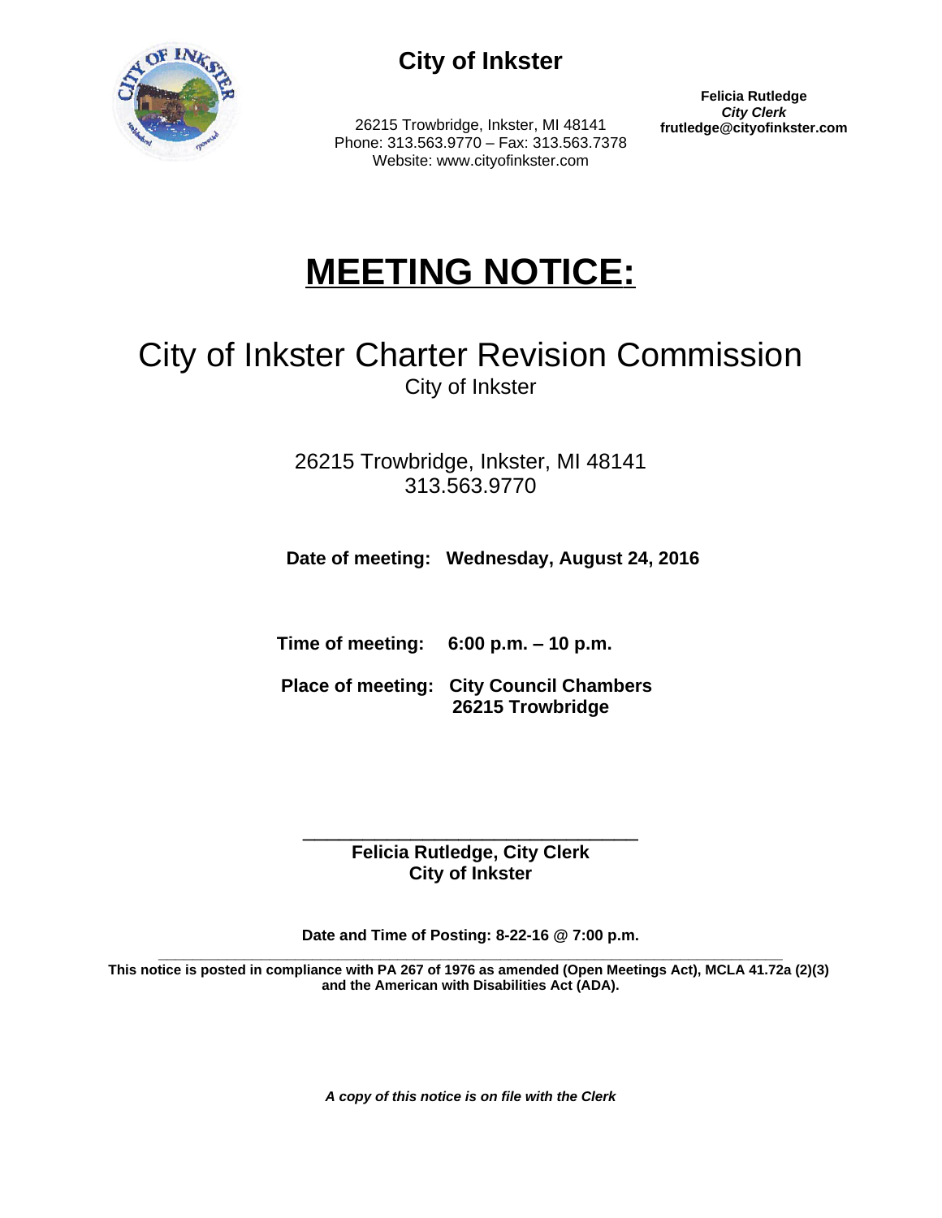# City of Inkster

26215 Trowbridge, Inkster, MI 48141
Phone: 313.563.9770 – Fax: 313.563.7378
Website: www.cityofinkster.com

**Felicia Rutledge**
***City Clerk***
**frutledge@cityofinkster.com**

# MEETING NOTICE:

## City of Inkster Charter Revision Commission

City of Inkster

26215 Trowbridge, Inkster, MI 48141
313.563.9770

**Date of meeting:** **Wednesday, August 24, 2016**

**Time of meeting:** **6:00 p.m. – 10 p.m.**

**Place of meeting:** **City Council Chambers**
**26215 Trowbridge**

\_\_\_\_\_\_\_\_\_\_\_\_\_\_\_\_\_\_\_\_\_\_\_\_\_\_\_\_\_\_\_\_
**Felicia Rutledge, City Clerk**
**City of Inkster**

**Date and Time of Posting: 8-22-16 @ 7:00 p.m.**

**This notice is posted in compliance with PA 267 of 1976 as amended (Open Meetings Act), MCLA 41.72a (2)(3) and the American with Disabilities Act (ADA).**

***A copy of this notice is on file with the Clerk***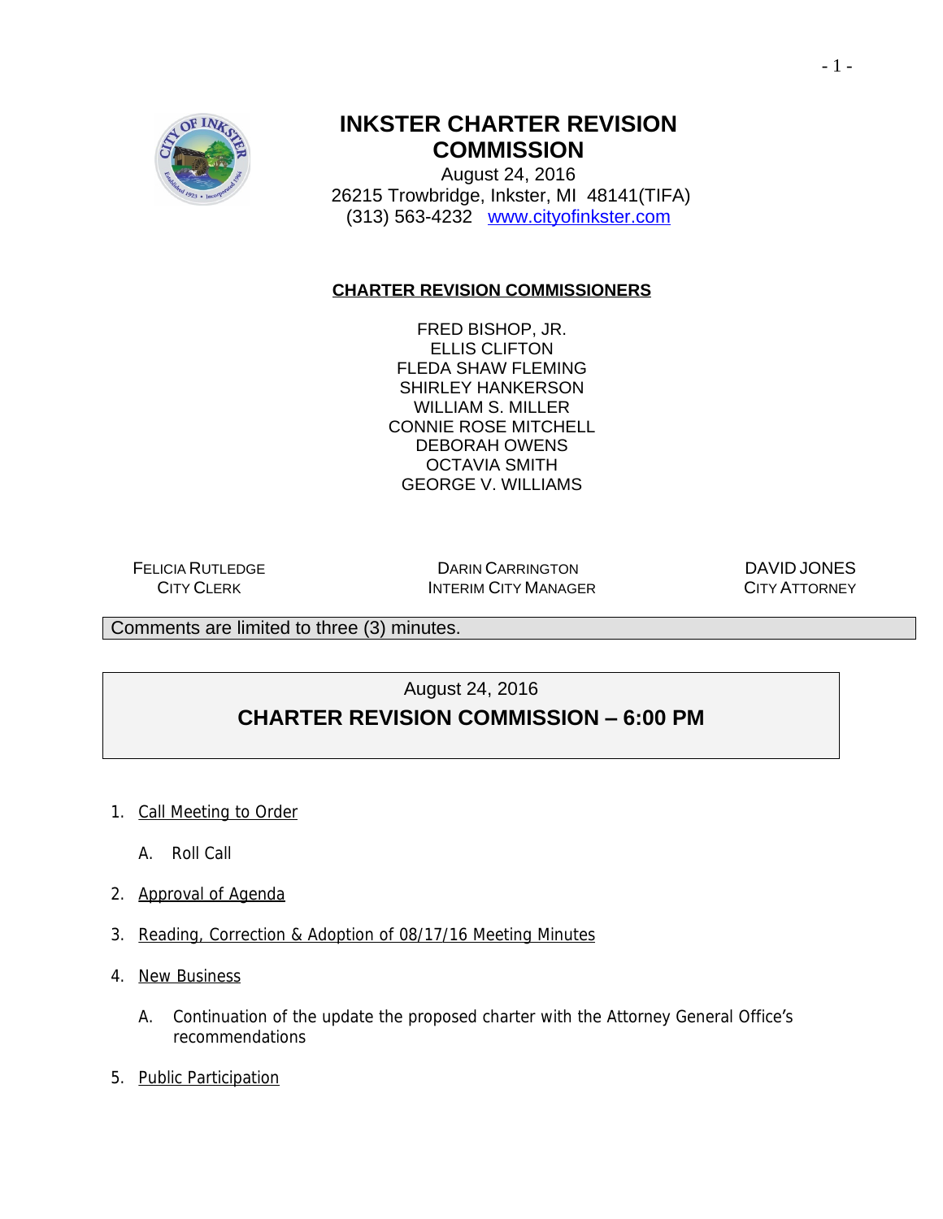# INKSTER CHARTER REVISION COMMISSION

August 24, 2016
26215 Trowbridge, Inkster, MI 48141(TIFA)
(313) 563-4232 www.cityofinkster.com

## CHARTER REVISION COMMISSIONERS

FRED BISHOP, JR.
ELLIS CLIFTON
FLEDA SHAW FLEMING
SHIRLEY HANKERSON
WILLIAM S. MILLER
CONNIE ROSE MITCHELL
DEBORAH OWENS
OCTAVIA SMITH
GEORGE V. WILLIAMS

FELICIA RUTLEDGE
CITY CLERK

DARIN CARRINGTON
INTERIM CITY MANAGER

DAVID JONES
CITY ATTORNEY

Comments are limited to three (3) minutes.

August 24, 2016

## CHARTER REVISION COMMISSION – 6:00 PM

1. Call Meeting to Order

   A. Roll Call

2. Approval of Agenda

3. Reading, Correction & Adoption of 08/17/16 Meeting Minutes

4. New Business

   A. Continuation of the update the proposed charter with the Attorney General Office's recommendations

5. Public Participation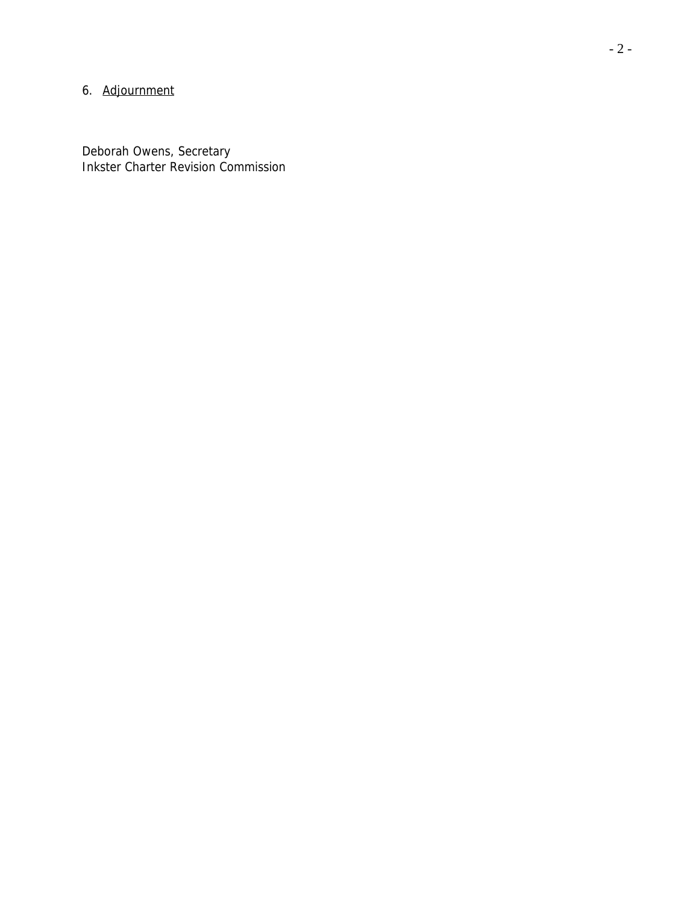6. <u>Adjournment</u>

Deborah Owens, Secretary
Inkster Charter Revision Commission